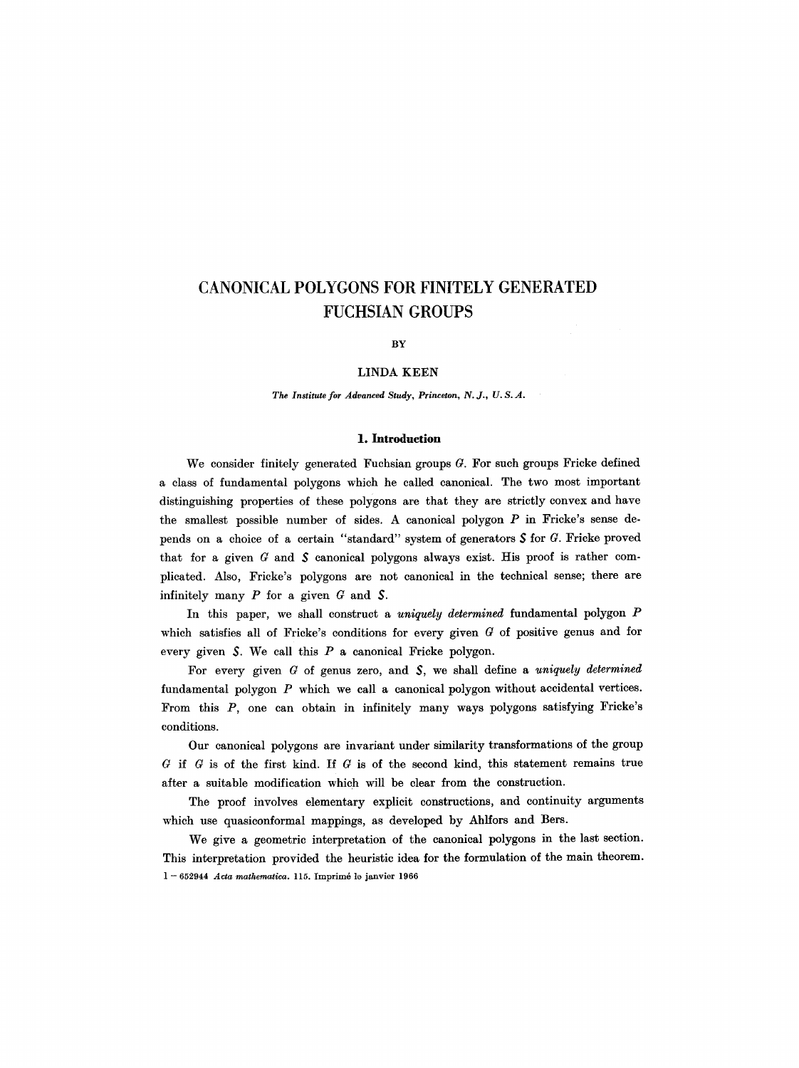# CANONICAL POLYGONS FOR FINITELY GENERATED FUCHSIAN GROUPS

BY

LINDA KEEN

*The Institute for Advanced Study, Princeton, N. J., U. S. A.*

## 1. Introduction

We consider finitely generated Fuchsian groups $G$. For such groups Fricke defined a class of fundamental polygons which he called canonical. The two most important distinguishing properties of these polygons are that they are strictly convex and have the smallest possible number of sides. A canonical polygon $P$ in Fricke's sense depends on a choice of a certain "standard" system of generators $\mathcal{S}$ for $G$. Fricke proved that for a given $G$ and $\mathcal{S}$ canonical polygons always exist. His proof is rather complicated. Also, Fricke's polygons are not canonical in the technical sense; there are infinitely many $P$ for a given $G$ and $\mathcal{S}$.

In this paper, we shall construct a *uniquely determined* fundamental polygon $P$ which satisfies all of Fricke's conditions for every given $G$ of positive genus and for every given $\mathcal{S}$. We call this $P$ a canonical Fricke polygon.

For every given $G$ of genus zero, and $\mathcal{S}$, we shall define a *uniquely determined* fundamental polygon $P$ which we call a canonical polygon without accidental vertices. From this $P$, one can obtain in infinitely many ways polygons satisfying Fricke's conditions.

Our canonical polygons are invariant under similarity transformations of the group $G$ if $G$ is of the first kind. If $G$ is of the second kind, this statement remains true after a suitable modification which will be clear from the construction.

The proof involves elementary explicit constructions, and continuity arguments which use quasiconformal mappings, as developed by Ahlfors and Bers.

We give a geometric interpretation of the canonical polygons in the last section. This interpretation provided the heuristic idea for the formulation of the main theorem.

1 – 652944 *Acta mathematica*. 115. Imprimé le janvier 1966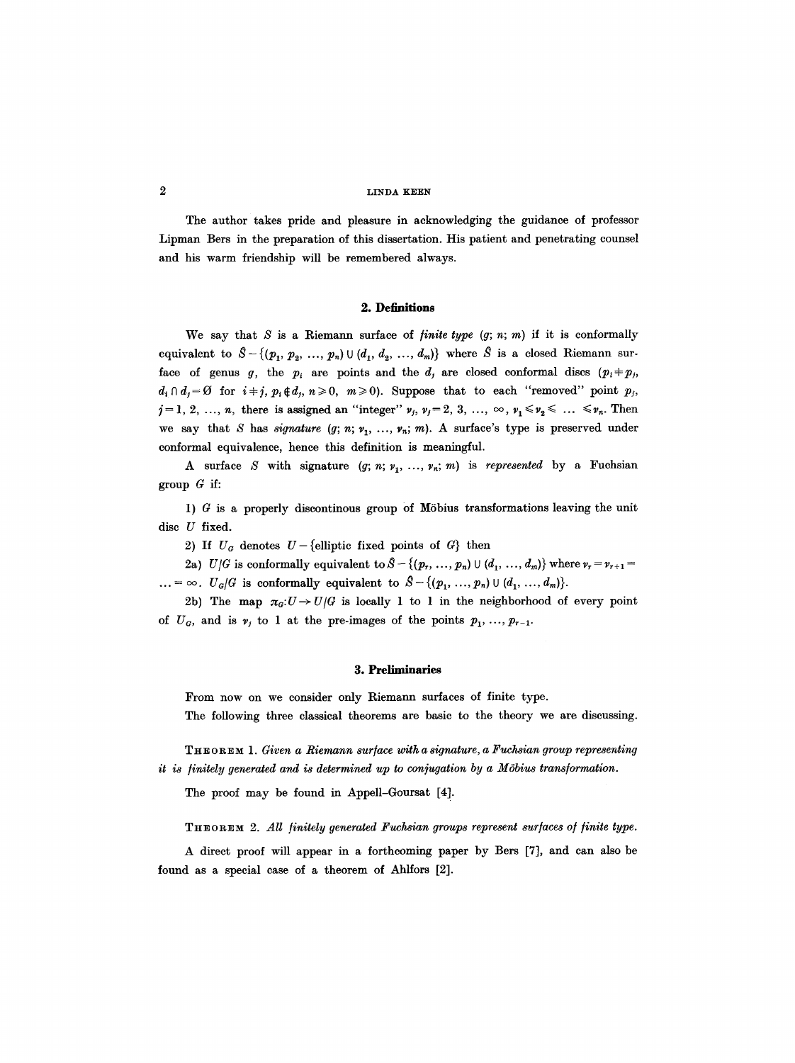The author takes pride and pleasure in acknowledging the guidance of professor Lipman Bers in the preparation of this dissertation. His patient and penetrating counsel and his warm friendship will be remembered always.

## 2. Definitions

We say that $S$ is a Riemann surface of *finite type* $(g; n; m)$ if it is conformally equivalent to $\hat{S} - \{(p_1, p_2, \ldots, p_n) \cup (d_1, d_2, \ldots, d_m)\}$ where $\hat{S}$ is a closed Riemann surface of genus $g$, the $p_i$ are points and the $d_j$ are closed conformal discs ($p_i \neq p_j$, $d_i \cap d_j = \emptyset$ for $i \neq j$, $p_i \notin d_j$, $n \geq 0$, $m \geq 0$). Suppose that to each "removed" point $p_j$, $j = 1, 2, \ldots, n$, there is assigned an "integer" $\nu_j$, $\nu_j = 2, 3, \ldots, \infty$, $\nu_1 \leq \nu_2 \leq \ldots \leq \nu_n$. Then we say that $S$ has *signature* $(g; n; \nu_1, \ldots, \nu_n; m)$. A surface's type is preserved under conformal equivalence, hence this definition is meaningful.

A surface $S$ with signature $(g; n; \nu_1, \ldots, \nu_n; m)$ is *represented* by a Fuchsian group $G$ if:

1) $G$ is a properly discontinous group of Möbius transformations leaving the unit disc $U$ fixed.

2) If $U_G$ denotes $U - \{\text{elliptic fixed points of } G\}$ then

2a) $U/G$ is conformally equivalent to $\hat{S} - \{(p_r, \ldots, p_n) \cup (d_1, \ldots, d_m)\}$ where $\nu_r = \nu_{r+1} = \ldots = \infty$. $U_G/G$ is conformally equivalent to $\hat{S} - \{(p_1, \ldots, p_n) \cup (d_1, \ldots, d_m)\}$.

2b) The map $\pi_G: U \to U/G$ is locally 1 to 1 in the neighborhood of every point of $U_G$, and is $\nu_j$ to 1 at the pre-images of the points $p_1, \ldots, p_{r-1}$.

## 3. Preliminaries

From now on we consider only Riemann surfaces of finite type.

The following three classical theorems are basic to the theory we are discussing.

**Theorem 1.** *Given a Riemann surface with a signature, a Fuchsian group representing it is finitely generated and is determined up to conjugation by a Möbius transformation.*

The proof may be found in Appell–Goursat [4].

**Theorem 2.** *All finitely generated Fuchsian groups represent surfaces of finite type.*

A direct proof will appear in a forthcoming paper by Bers [7], and can also be found as a special case of a theorem of Ahlfors [2].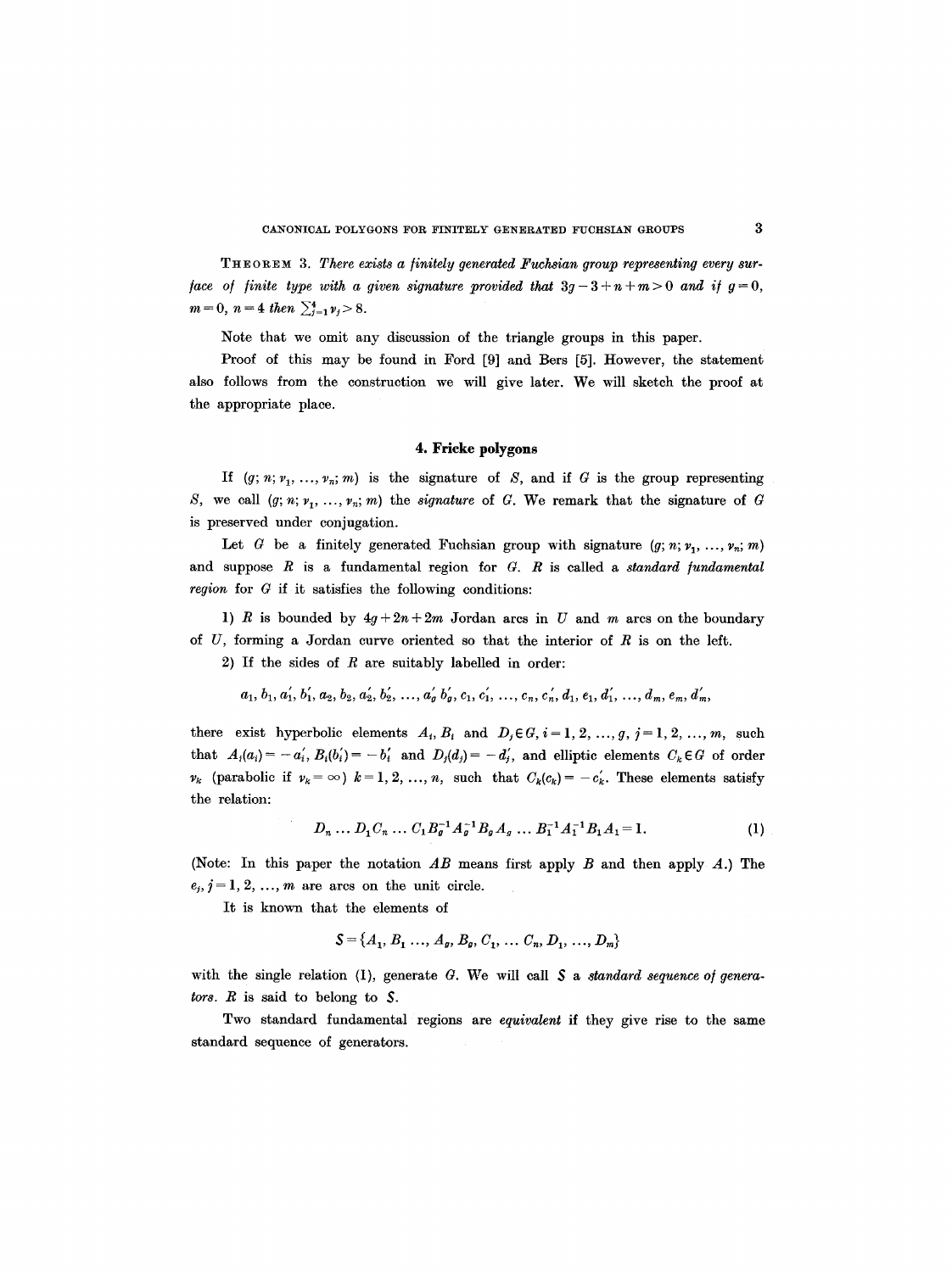**Theorem 3.** *There exists a finitely generated Fuchsian group representing every surface of finite type with a given signature provided that $3g-3+n+m>0$ and if $g=0$, $m=0$, $n=4$ then $\sum_{j=1}^{4}\nu_j>8$.*

Note that we omit any discussion of the triangle groups in this paper.

Proof of this may be found in Ford [9] and Bers [5]. However, the statement also follows from the construction we will give later. We will sketch the proof at the appropriate place.

## 4. Fricke polygons

If $(g; n; \nu_1, \dots, \nu_n; m)$ is the signature of $S$, and if $G$ is the group representing $S$, we call $(g; n; \nu_1, \dots, \nu_n; m)$ the *signature* of $G$. We remark that the signature of $G$ is preserved under conjugation.

Let $G$ be a finitely generated Fuchsian group with signature $(g; n; \nu_1, \dots, \nu_n; m)$ and suppose $R$ is a fundamental region for $G$. $R$ is called a *standard fundamental region* for $G$ if it satisfies the following conditions:

1) $R$ is bounded by $4g+2n+2m$ Jordan arcs in $U$ and $m$ arcs on the boundary of $U$, forming a Jordan curve oriented so that the interior of $R$ is on the left.

2) If the sides of $R$ are suitably labelled in order:

$$a_1, b_1, a_1', b_1', a_2, b_2, a_2', b_2', \dots, a_g' \, b_g', c_1, c_1', \dots, c_n, c_n', d_1, e_1, d_1', \dots, d_m, e_m, d_m',$$

there exist hyperbolic elements $A_i, B_i$ and $D_j \in G$, $i=1, 2, \dots, g$, $j=1, 2, \dots, m$, such that $A_i(a_i) = -a_i'$, $B_i(b_i') = -b_i'$ and $D_j(d_j) = -d_j'$, and elliptic elements $C_k \in G$ of order $\nu_k$ (parabolic if $\nu_k = \infty$) $k=1, 2, \dots, n$, such that $C_k(c_k) = -c_k'$. These elements satisfy the relation:

$$D_n \dots D_1 C_n \dots C_1 B_g^{-1} A_g^{-1} B_g A_g \dots B_1^{-1} A_1^{-1} B_1 A_1 = 1. \tag{1}$$

(Note: In this paper the notation $AB$ means first apply $B$ and then apply $A$.) The $e_j$, $j=1, 2, \dots, m$ are arcs on the unit circle.

It is known that the elements of

$$S = \{A_1, B_1 \dots, A_g, B_g, C_1, \dots C_n, D_1, \dots, D_m\}$$

with the single relation (1), generate $G$. We will call $S$ a *standard sequence of generators*. $R$ is said to belong to $S$.

Two standard fundamental regions are *equivalent* if they give rise to the same standard sequence of generators.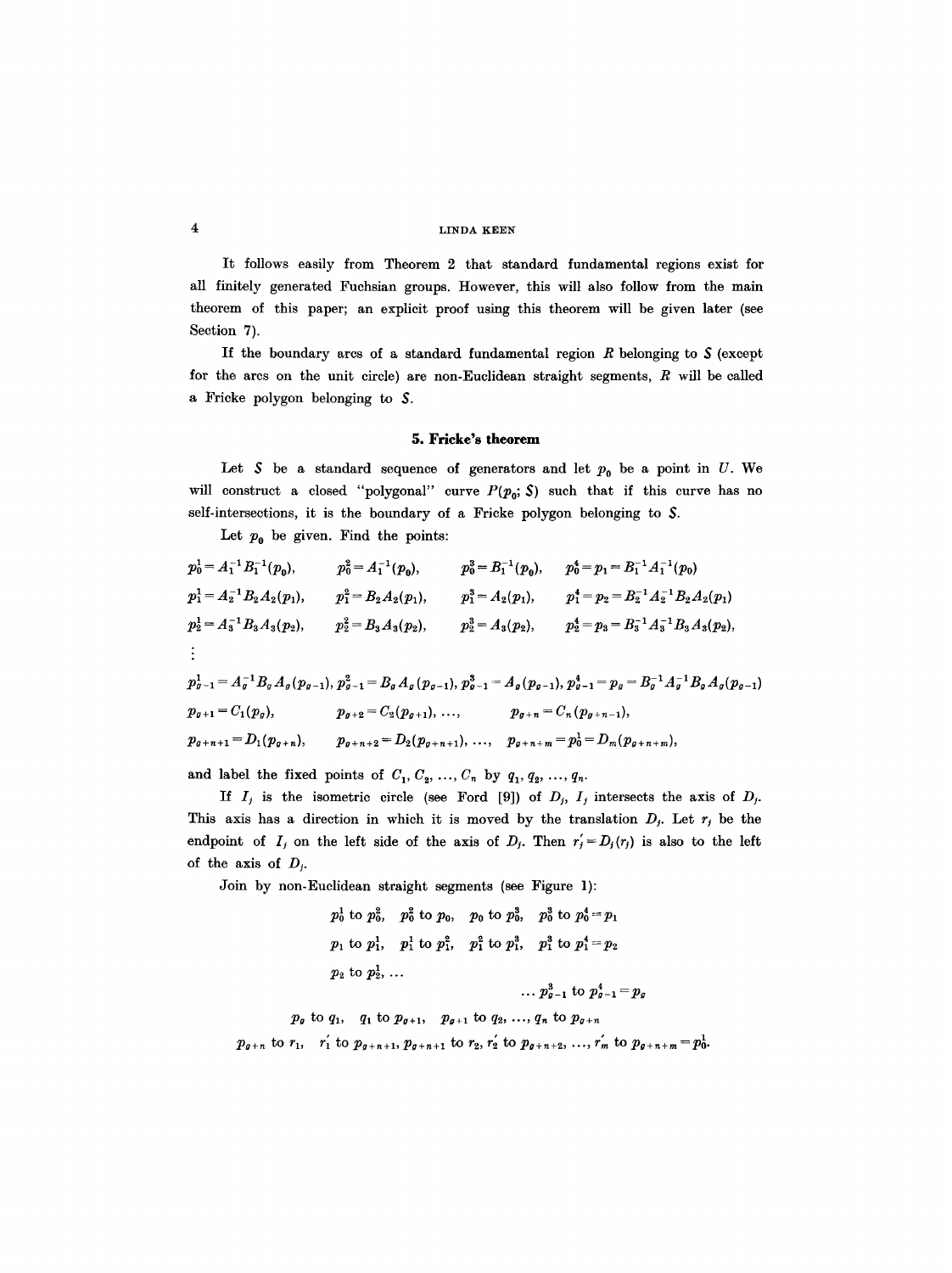It follows easily from Theorem 2 that standard fundamental regions exist for all finitely generated Fuchsian groups. However, this will also follow from the main theorem of this paper; an explicit proof using this theorem will be given later (see Section 7).

If the boundary arcs of a standard fundamental region $R$ belonging to $S$ (except for the arcs on the unit circle) are non-Euclidean straight segments, $R$ will be called a Fricke polygon belonging to $S$.

## 5. Fricke's theorem

Let $S$ be a standard sequence of generators and let $p_0$ be a point in $U$. We will construct a closed "polygonal" curve $P(p_0; S)$ such that if this curve has no self-intersections, it is the boundary of a Fricke polygon belonging to $S$.

Let $p_0$ be given. Find the points:

$$
\begin{array}{llll}
p_0^1 = A_1^{-1} B_1^{-1}(p_0), & p_0^2 = A_1^{-1}(p_0), & p_0^3 = B_1^{-1}(p_0), & p_0^4 = p_1 = B_1^{-1} A_1^{-1}(p_0) \\
p_1^1 = A_2^{-1} B_2 A_2(p_1), & p_1^2 = B_2 A_2(p_1), & p_1^3 = A_2(p_1), & p_1^4 = p_2 = B_2^{-1} A_2^{-1} B_2 A_2(p_1) \\
p_2^1 = A_3^{-1} B_3 A_3(p_2), & p_2^2 = B_3 A_3(p_2), & p_2^3 = A_3(p_2), & p_2^4 = p_3 = B_3^{-1} A_3^{-1} B_3 A_3(p_2), \\
\vdots & & & \\
p_{g-1}^1 = A_g^{-1} B_g A_g(p_{g-1}), & p_{g-1}^2 = B_g A_g(p_{g-1}), & p_{g-1}^3 = A_g(p_{g-1}), & p_{g-1}^4 = p_g = B_g^{-1} A_g^{-1} B_g A_g(p_{g-1}) \\
p_{g+1} = C_1(p_g), & p_{g+2} = C_2(p_{g+1}), \ldots, & p_{g+n} = C_n(p_{g+n-1}), & \\
p_{g+n+1} = D_1(p_{g+n}), & p_{g+n+2} = D_2(p_{g+n+1}), \ldots, & p_{g+n+m} = p_0^1 = D_m(p_{g+n+m}), &
\end{array}
$$

and label the fixed points of $C_1, C_2, \ldots, C_n$ by $q_1, q_2, \ldots, q_n$.

If $I_j$ is the isometric circle (see Ford [9]) of $D_j$, $I_j$ intersects the axis of $D_j$. This axis has a direction in which it is moved by the translation $D_j$. Let $r_j$ be the endpoint of $I_j$ on the left side of the axis of $D_j$. Then $r_j' = D_j(r_j)$ is also to the left of the axis of $D_j$.

Join by non-Euclidean straight segments (see Figure 1):

$$
\begin{array}{l}
p_0^1 \text{ to } p_0^2, \quad p_0^2 \text{ to } p_0, \quad p_0 \text{ to } p_0^3, \quad p_0^3 \text{ to } p_0^4 = p_1 \\
p_1 \text{ to } p_1^1, \quad p_1^1 \text{ to } p_1^2, \quad p_1^2 \text{ to } p_1^3, \quad p_1^3 \text{ to } p_1^4 = p_2 \\
p_2 \text{ to } p_2^1, \ldots \\
\qquad\qquad\qquad\qquad \ldots p_{g-1}^3 \text{ to } p_{g-1}^4 = p_g \\
p_g \text{ to } q_1, \quad q_1 \text{ to } p_{g+1}, \quad p_{g+1} \text{ to } q_2, \ldots, q_n \text{ to } p_{g+n} \\
p_{g+n} \text{ to } r_1, \quad r_1' \text{ to } p_{g+n+1}, p_{g+n+1} \text{ to } r_2, r_2' \text{ to } p_{g+n+2}, \ldots, r_m' \text{ to } p_{g+n+m} = p_0^1.
\end{array}
$$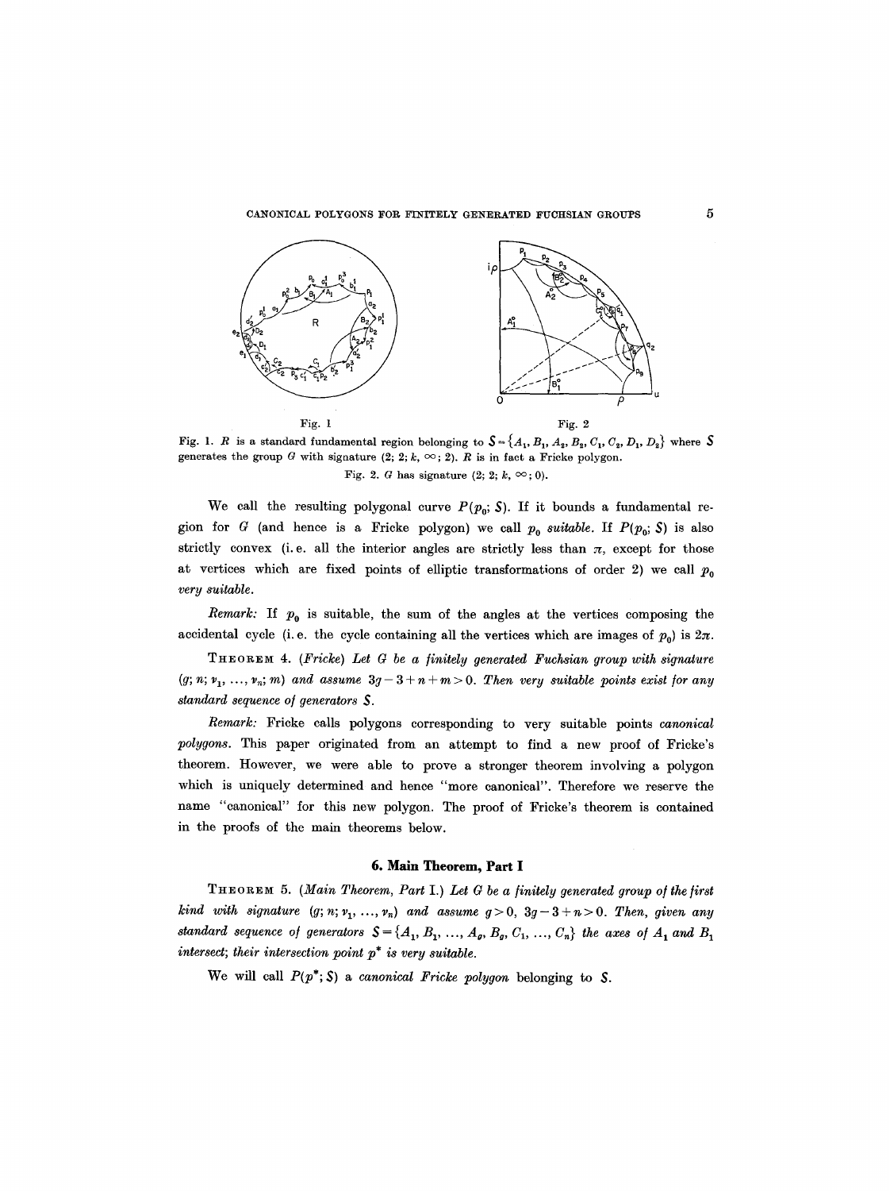Fig. 1

Fig. 2

Fig. 1. $R$ is a standard fundamental region belonging to $S = \{A_1, B_1, A_2, B_2, C_1, C_2, D_1, D_2\}$ where $S$ generates the group $G$ with signature $(2; 2; k, \infty; 2)$. $R$ is in fact a Fricke polygon.

Fig. 2. $G$ has signature $(2; 2; k, \infty; 0)$.

We call the resulting polygonal curve $P(p_0; S)$. If it bounds a fundamental region for $G$ (and hence is a Fricke polygon) we call $p_0$ *suitable*. If $P(p_0; S)$ is also strictly convex (i.e. all the interior angles are strictly less than $\pi$, except for those at vertices which are fixed points of elliptic transformations of order 2) we call $p_0$ *very suitable*.

*Remark:* If $p_0$ is suitable, the sum of the angles at the vertices composing the accidental cycle (i.e. the cycle containing all the vertices which are images of $p_0$) is $2\pi$.

THEOREM 4. (*Fricke*) *Let $G$ be a finitely generated Fuchsian group with signature $(g; n; \nu_1, \dots, \nu_n; m)$ and assume $3g - 3 + n + m > 0$. Then very suitable points exist for any standard sequence of generators $S$.*

*Remark:* Fricke calls polygons corresponding to very suitable points *canonical polygons*. This paper originated from an attempt to find a new proof of Fricke's theorem. However, we were able to prove a stronger theorem involving a polygon which is uniquely determined and hence "more canonical". Therefore we reserve the name "canonical" for this new polygon. The proof of Fricke's theorem is contained in the proofs of the main theorems below.

## 6. Main Theorem, Part I

THEOREM 5. (*Main Theorem, Part* I.) *Let $G$ be a finitely generated group of the first kind with signature $(g; n; \nu_1, \dots, \nu_n)$ and assume $g > 0$, $3g - 3 + n > 0$. Then, given any standard sequence of generators $S = \{A_1, B_1, \dots, A_g, B_g, C_1, \dots, C_n\}$ the axes of $A_1$ and $B_1$ intersect; their intersection point $p^*$ is very suitable.*

We will call $P(p^*; S)$ a *canonical Fricke polygon* belonging to $S$.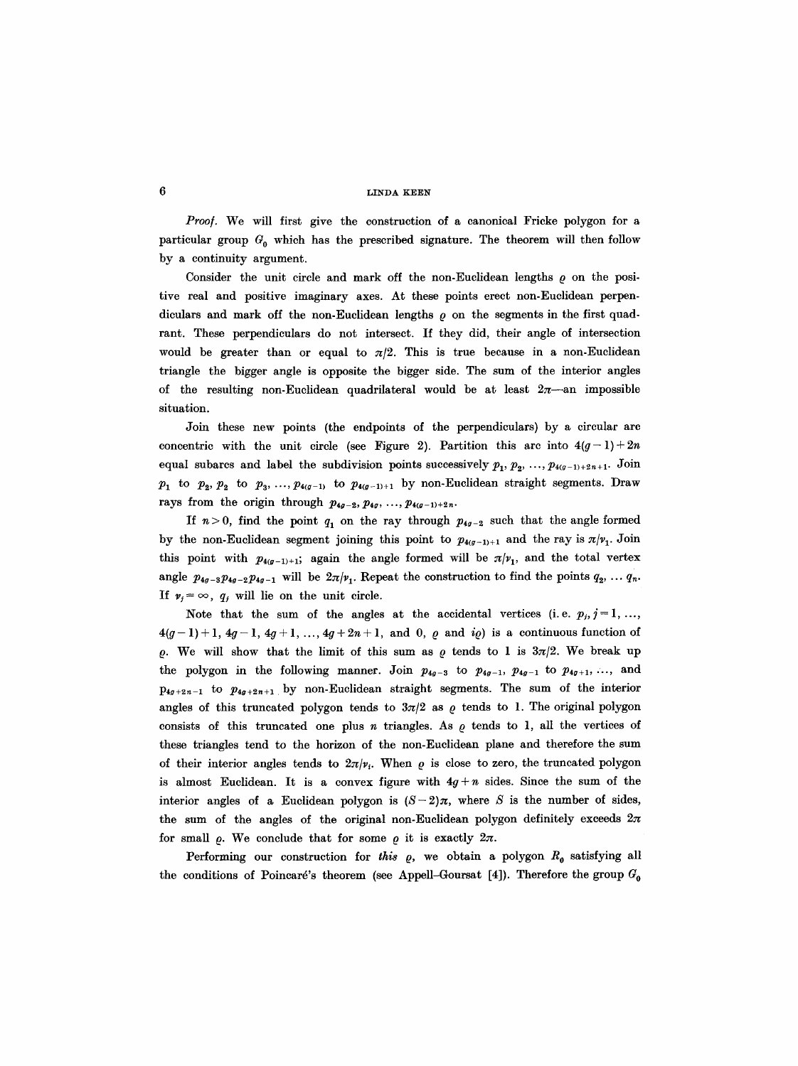*Proof.* We will first give the construction of a canonical Fricke polygon for a particular group $G_0$ which has the prescribed signature. The theorem will then follow by a continuity argument.

Consider the unit circle and mark off the non-Euclidean lengths $\varrho$ on the positive real and positive imaginary axes. At these points erect non-Euclidean perpendiculars and mark off the non-Euclidean lengths $\varrho$ on the segments in the first quadrant. These perpendiculars do not intersect. If they did, their angle of intersection would be greater than or equal to $\pi/2$. This is true because in a non-Euclidean triangle the bigger angle is opposite the bigger side. The sum of the interior angles of the resulting non-Euclidean quadrilateral would be at least $2\pi$—an impossible situation.

Join these new points (the endpoints of the perpendiculars) by a circular arc concentric with the unit circle (see Figure 2). Partition this arc into $4(g-1)+2n$ equal subarcs and label the subdivision points successively $p_1, p_2, \ldots, p_{4(g-1)+2n+1}$. Join $p_1$ to $p_2$, $p_2$ to $p_3, \ldots, p_{4(g-1)}$ to $p_{4(g-1)+1}$ by non-Euclidean straight segments. Draw rays from the origin through $p_{4g-2}, p_{4g}, \ldots, p_{4(g-1)+2n}$.

If $n>0$, find the point $q_1$ on the ray through $p_{4g-2}$ such that the angle formed by the non-Euclidean segment joining this point to $p_{4(g-1)+1}$ and the ray is $\pi/\nu_1$. Join this point with $p_{4(g-1)+1}$; again the angle formed will be $\pi/\nu_1$, and the total vertex angle $p_{4g-3}p_{4g-2}p_{4g-1}$ will be $2\pi/\nu_1$. Repeat the construction to find the points $q_2, \ldots q_n$. If $\nu_j=\infty$, $q_j$ will lie on the unit circle.

Note that the sum of the angles at the accidental vertices (i.e. $p_j, j=1, \ldots, 4(g-1)+1, 4g-1, 4g+1, \ldots, 4g+2n+1$, and $0$, $\varrho$ and $i\varrho$) is a continuous function of $\varrho$. We will show that the limit of this sum as $\varrho$ tends to 1 is $3\pi/2$. We break up the polygon in the following manner. Join $p_{4g-3}$ to $p_{4g-1}$, $p_{4g-1}$ to $p_{4g+1}, \ldots$, and $p_{4g+2n-1}$ to $p_{4g+2n+1}$ by non-Euclidean straight segments. The sum of the interior angles of this truncated polygon tends to $3\pi/2$ as $\varrho$ tends to 1. The original polygon consists of this truncated one plus $n$ triangles. As $\varrho$ tends to 1, all the vertices of these triangles tend to the horizon of the non-Euclidean plane and therefore the sum of their interior angles tends to $2\pi/\nu_i$. When $\varrho$ is close to zero, the truncated polygon is almost Euclidean. It is a convex figure with $4g+n$ sides. Since the sum of the interior angles of a Euclidean polygon is $(S-2)\pi$, where $S$ is the number of sides, the sum of the angles of the original non-Euclidean polygon definitely exceeds $2\pi$ for small $\varrho$. We conclude that for some $\varrho$ it is exactly $2\pi$.

Performing our construction for *this* $\varrho$, we obtain a polygon $R_0$ satisfying all the conditions of Poincaré's theorem (see Appell–Goursat [4]). Therefore the group $G_0$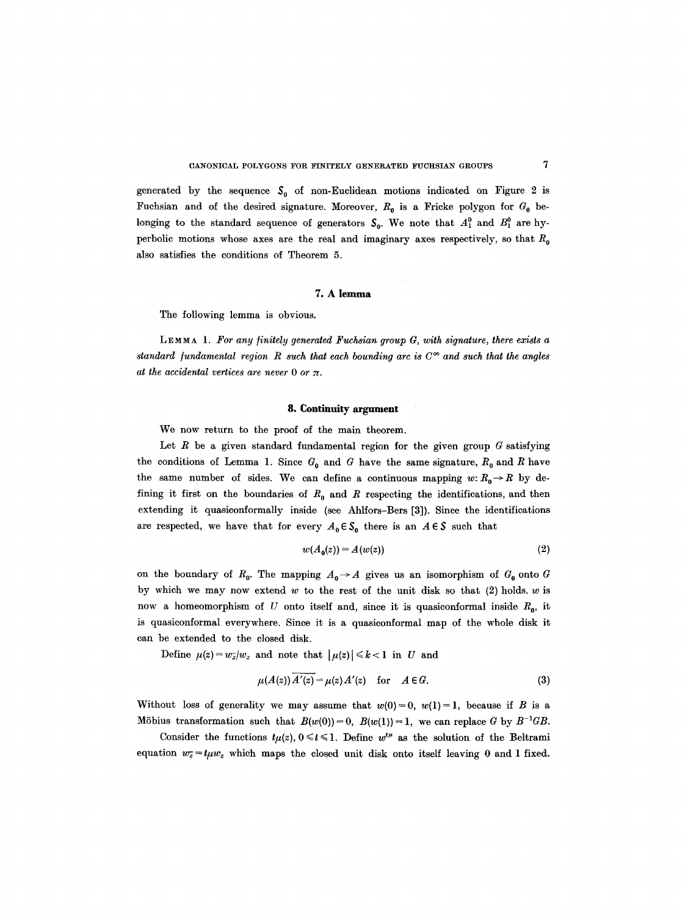generated by the sequence $S_0$ of non-Euclidean motions indicated on Figure 2 is Fuchsian and of the desired signature. Moreover, $R_0$ is a Fricke polygon for $G_0$ belonging to the standard sequence of generators $S_0$. We note that $A_1^0$ and $B_1^0$ are hyperbolic motions whose axes are the real and imaginary axes respectively, so that $R_0$ also satisfies the conditions of Theorem 5.

## 7. A lemma

The following lemma is obvious.

LEMMA 1. *For any finitely generated Fuchsian group $G$, with signature, there exists a standard fundamental region $R$ such that each bounding arc is $C^\infty$ and such that the angles at the accidental vertices are never $0$ or $\pi$.*

## 8. Continuity argument

We now return to the proof of the main theorem.

Let $R$ be a given standard fundamental region for the given group $G$ satisfying the conditions of Lemma 1. Since $G_0$ and $G$ have the same signature, $R_0$ and $R$ have the same number of sides. We can define a continuous mapping $w: R_0 \to R$ by defining it first on the boundaries of $R_0$ and $R$ respecting the identifications, and then extending it quasiconformally inside (see Ahlfors–Bers [3]). Since the identifications are respected, we have that for every $A_0 \in S_0$ there is an $A \in S$ such that

$$w(A_0(z)) = A(w(z)) \tag{2}$$

on the boundary of $R_0$. The mapping $A_0 \to A$ gives us an isomorphism of $G_0$ onto $G$ by which we may now extend $w$ to the rest of the unit disk so that (2) holds. $w$ is now a homeomorphism of $U$ onto itself and, since it is quasiconformal inside $R_0$, it is quasiconformal everywhere. Since it is a quasiconformal map of the whole disk it can be extended to the closed disk.

Define $\mu(z) = w_{\bar{z}}/w_z$ and note that $|\mu(z)| \leq k < 1$ in $U$ and

$$\mu(A(z))\overline{A'(z)} = \mu(z)A'(z) \quad \text{for} \quad A \in G. \tag{3}$$

Without loss of generality we may assume that $w(0) = 0$, $w(1) = 1$, because if $B$ is a Möbius transformation such that $B(w(0)) = 0$, $B(w(1)) = 1$, we can replace $G$ by $B^{-1}GB$.

Consider the functions $t\mu(z)$, $0 \leq t \leq 1$. Define $w^{t\mu}$ as the solution of the Beltrami equation $w_{\bar{z}} = t\mu w_z$ which maps the closed unit disk onto itself leaving $0$ and $1$ fixed.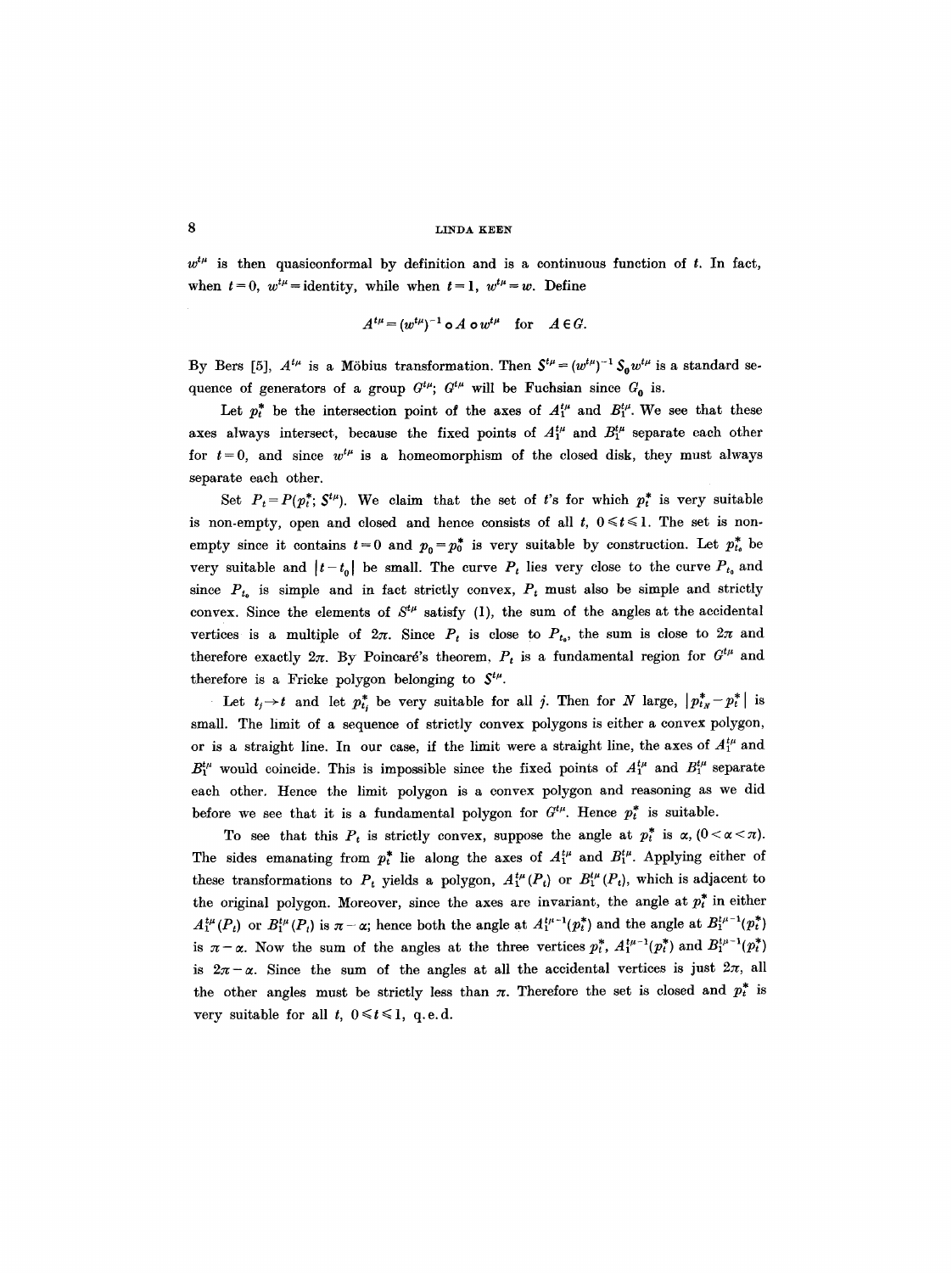$w^{t\mu}$ is then quasiconformal by definition and is a continuous function of $t$. In fact, when $t=0$, $w^{t\mu}=$ identity, while when $t=1$, $w^{t\mu}=w$. Define

$$A^{t\mu}=(w^{t\mu})^{-1}\circ A\circ w^{t\mu}\quad\text{for}\quad A\in G.$$

By Bers [5], $A^{t\mu}$ is a Möbius transformation. Then $S^{t\mu}=(w^{t\mu})^{-1}S_0 w^{t\mu}$ is a standard sequence of generators of a group $G^{t\mu}$; $G^{t\mu}$ will be Fuchsian since $G_0$ is.

Let $p_t^*$ be the intersection point of the axes of $A_1^{t\mu}$ and $B_1^{t\mu}$. We see that these axes always intersect, because the fixed points of $A_1^{t\mu}$ and $B_1^{t\mu}$ separate each other for $t=0$, and since $w^{t\mu}$ is a homeomorphism of the closed disk, they must always separate each other.

Set $P_t=P(p_t^*;S^{t\mu})$. We claim that the set of $t$'s for which $p_t^*$ is very suitable is non-empty, open and closed and hence consists of all $t$, $0\leqslant t\leqslant 1$. The set is non-empty since it contains $t=0$ and $p_0=p_0^*$ is very suitable by construction. Let $p_{t_0}^*$ be very suitable and $|t-t_0|$ be small. The curve $P_t$ lies very close to the curve $P_{t_0}$ and since $P_{t_0}$ is simple and in fact strictly convex, $P_t$ must also be simple and strictly convex. Since the elements of $S^{t\mu}$ satisfy (1), the sum of the angles at the accidental vertices is a multiple of $2\pi$. Since $P_t$ is close to $P_{t_0}$, the sum is close to $2\pi$ and therefore exactly $2\pi$. By Poincaré's theorem, $P_t$ is a fundamental region for $G^{t\mu}$ and therefore is a Fricke polygon belonging to $S^{t\mu}$.

Let $t_j\to t$ and let $p_{t_j}^*$ be very suitable for all $j$. Then for $N$ large, $|p_{t_N}^*-p_t^*|$ is small. The limit of a sequence of strictly convex polygons is either a convex polygon, or is a straight line. In our case, if the limit were a straight line, the axes of $A_1^{t\mu}$ and $B_1^{t\mu}$ would coincide. This is impossible since the fixed points of $A_1^{t\mu}$ and $B_1^{t\mu}$ separate each other. Hence the limit polygon is a convex polygon and reasoning as we did before we see that it is a fundamental polygon for $G^{t\mu}$. Hence $p_t^*$ is suitable.

To see that this $P_t$ is strictly convex, suppose the angle at $p_t^*$ is $\alpha$, $(0<\alpha<\pi)$. The sides emanating from $p_t^*$ lie along the axes of $A_1^{t\mu}$ and $B_1^{t\mu}$. Applying either of these transformations to $P_t$ yields a polygon, $A_1^{t\mu}(P_t)$ or $B_1^{t\mu}(P_t)$, which is adjacent to the original polygon. Moreover, since the axes are invariant, the angle at $p_t^*$ in either $A_1^{t\mu}(P_t)$ or $B_1^{t\mu}(P_t)$ is $\pi-\alpha$; hence both the angle at $A_1^{t\mu^{-1}}(p_t^*)$ and the angle at $B_1^{t\mu^{-1}}(p_t^*)$ is $\pi-\alpha$. Now the sum of the angles at the three vertices $p_t^*$, $A_1^{t\mu^{-1}}(p_t^*)$ and $B_1^{t\mu^{-1}}(p_t^*)$ is $2\pi-\alpha$. Since the sum of the angles at all the accidental vertices is just $2\pi$, all the other angles must be strictly less than $\pi$. Therefore the set is closed and $p_t^*$ is very suitable for all $t$, $0\leqslant t\leqslant 1$, q.e.d.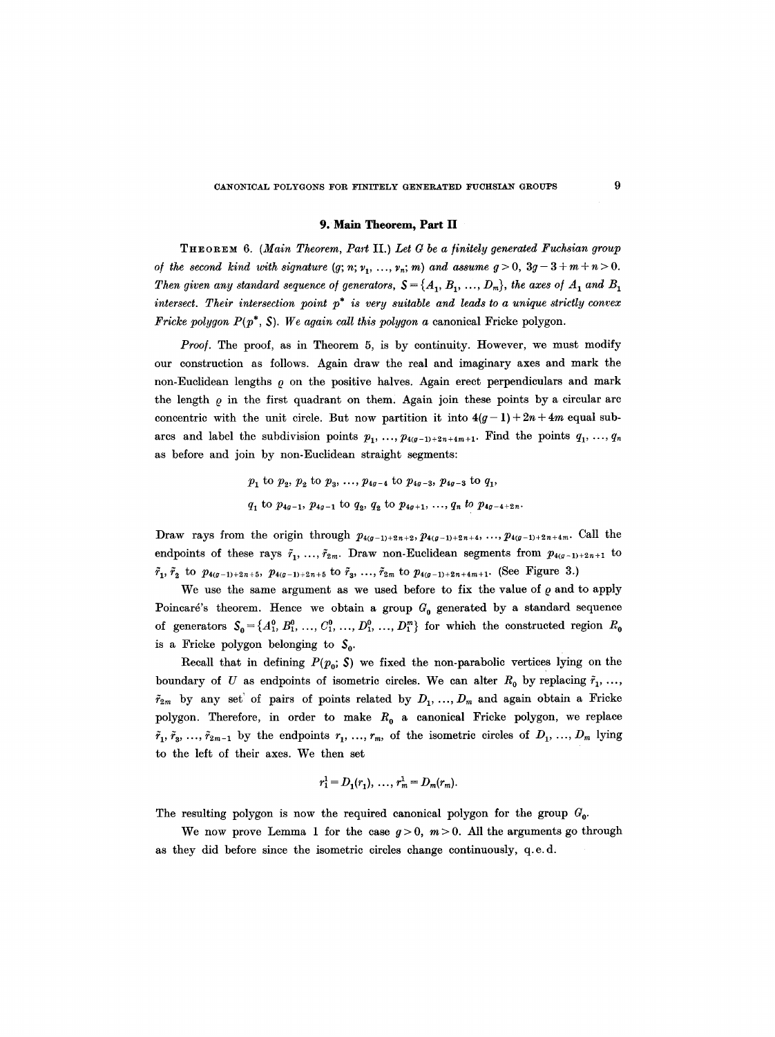## 9. Main Theorem, Part II

THEOREM 6. *(Main Theorem, Part II.) Let $G$ be a finitely generated Fuchsian group of the second kind with signature $(g; n; \nu_1, ..., \nu_n; m)$ and assume $g > 0$, $3g - 3 + m + n > 0$. Then given any standard sequence of generators, $S = \{A_1, B_1, ..., D_m\}$, the axes of $A_1$ and $B_1$ intersect. Their intersection point $p^*$ is very suitable and leads to a unique strictly convex Fricke polygon $P(p^*, S)$. We again call this polygon a* canonical Fricke polygon.

*Proof.* The proof, as in Theorem 5, is by continuity. However, we must modify our construction as follows. Again draw the real and imaginary axes and mark the non-Euclidean lengths $\varrho$ on the positive halves. Again erect perpendiculars and mark the length $\varrho$ in the first quadrant on them. Again join these points by a circular arc concentric with the unit circle. But now partition it into $4(g-1) + 2n + 4m$ equal sub-arcs and label the subdivision points $p_1, ..., p_{4(g-1)+2n+4m+1}$. Find the points $q_1, ..., q_n$ as before and join by non-Euclidean straight segments:

$$p_1 \text{ to } p_2, \; p_2 \text{ to } p_3, \; ..., \; p_{4g-4} \text{ to } p_{4g-3}, \; p_{4g-3} \text{ to } q_1,$$

$$q_1 \text{ to } p_{4g-1}, \; p_{4g-1} \text{ to } q_2, \; q_2 \text{ to } p_{4g+1}, \; ..., \; q_n \text{ to } p_{4g-4+2n}.$$

Draw rays from the origin through $p_{4(g-1)+2n+2}, p_{4(g-1)+2n+4}, ..., p_{4(g-1)+2n+4m}$. Call the endpoints of these rays $\tilde{r}_1, ..., \tilde{r}_{2m}$. Draw non-Euclidean segments from $p_{4(g-1)+2n+1}$ to $\tilde{r}_1$, $\tilde{r}_2$ to $p_{4(g-1)+2n+5}$, $p_{4(g-1)+2n+5}$ to $\tilde{r}_3$, ..., $\tilde{r}_{2m}$ to $p_{4(g-1)+2n+4m+1}$. (See Figure 3.)

We use the same argument as we used before to fix the value of $\varrho$ and to apply Poincaré's theorem. Hence we obtain a group $G_0$ generated by a standard sequence of generators $S_0 = \{A_1^0, B_1^0, ..., C_1^0, ..., D_1^0, ..., D_1^m\}$ for which the constructed region $R_0$ is a Fricke polygon belonging to $S_0$.

Recall that in defining $P(p_0; S)$ we fixed the non-parabolic vertices lying on the boundary of $U$ as endpoints of isometric circles. We can alter $R_0$ by replacing $\tilde{r}_1, ..., \tilde{r}_{2m}$ by any set of pairs of points related by $D_1, ..., D_m$ and again obtain a Fricke polygon. Therefore, in order to make $R_0$ a canonical Fricke polygon, we replace $\tilde{r}_1, \tilde{r}_3, ..., \tilde{r}_{2m-1}$ by the endpoints $r_1, ..., r_m$, of the isometric circles of $D_1, ..., D_m$ lying to the left of their axes. We then set

$$r_1^1 = D_1(r_1), \; ..., \; r_m^1 = D_m(r_m).$$

The resulting polygon is now the required canonical polygon for the group $G_0$.

We now prove Lemma 1 for the case $g > 0$, $m > 0$. All the arguments go through as they did before since the isometric circles change continuously, q.e.d.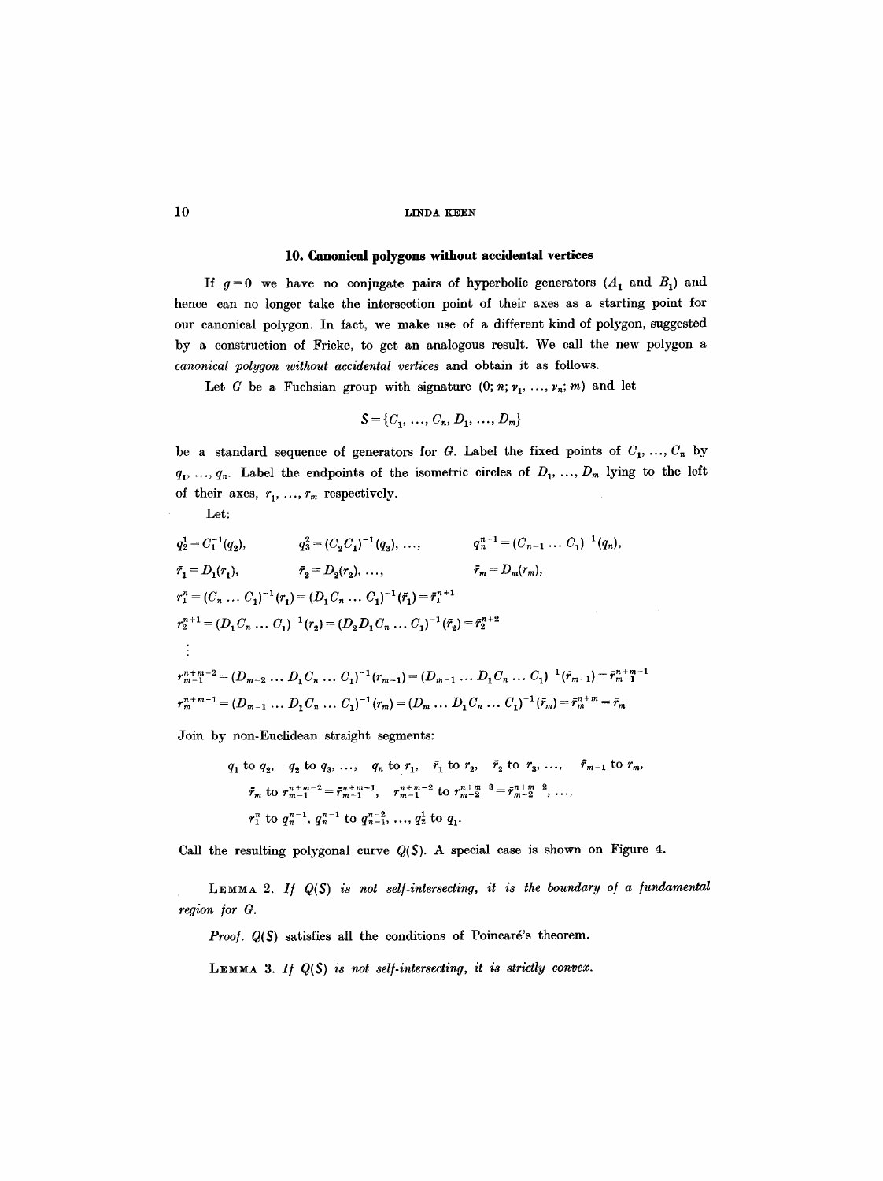## 10. Canonical polygons without accidental vertices

If $g=0$ we have no conjugate pairs of hyperbolic generators ($A_1$ and $B_1$) and hence can no longer take the intersection point of their axes as a starting point for our canonical polygon. In fact, we make use of a different kind of polygon, suggested by a construction of Fricke, to get an analogous result. We call the new polygon a *canonical polygon without accidental vertices* and obtain it as follows.

Let $G$ be a Fuchsian group with signature $(0; n; \nu_1, ..., \nu_n; m)$ and let

$$S = \{C_1, ..., C_n, D_1, ..., D_m\}$$

be a standard sequence of generators for $G$. Label the fixed points of $C_1, ..., C_n$ by $q_1, ..., q_n$. Label the endpoints of the isometric circles of $D_1, ..., D_m$ lying to the left of their axes, $r_1, ..., r_m$ respectively.

Let:

$$q_2^1 = C_1^{-1}(q_2), \qquad q_3^2 = (C_2 C_1)^{-1}(q_3), \ ..., \qquad q_n^{n-1} = (C_{n-1} \dots C_1)^{-1}(q_n),$$

$$\bar{r}_1 = D_1(r_1), \qquad \bar{r}_2 = D_2(r_2), \ ..., \qquad \bar{r}_m = D_m(r_m),$$

$$r_1^n = (C_n \dots C_1)^{-1}(r_1) = (D_1 C_n \dots C_1)^{-1}(\bar{r}_1) = \bar{r}_1^{n+1}$$

$$r_2^{n+1} = (D_1 C_n \dots C_1)^{-1}(r_2) = (D_2 D_1 C_n \dots C_1)^{-1}(\bar{r}_2) = \bar{r}_2^{n+2}$$

$$\vdots$$

$$r_{m-1}^{n+m-2} = (D_{m-2} \dots D_1 C_n \dots C_1)^{-1}(r_{m-1}) = (D_{m-1} \dots D_1 C_n \dots C_1)^{-1}(\bar{r}_{m-1}) = \bar{r}_{m-1}^{n+m-1}$$

$$r_m^{n+m-1} = (D_{m-1} \dots D_1 C_n \dots C_1)^{-1}(r_m) = (D_m \dots D_1 C_n \dots C_1)^{-1}(\bar{r}_m) = \bar{r}_m^{n+m} = \bar{r}_m$$

Join by non-Euclidean straight segments:

$$q_1 \text{ to } q_2, \quad q_2 \text{ to } q_3, \ ..., \quad q_n \text{ to } r_1, \quad \bar{r}_1 \text{ to } r_2, \quad \bar{r}_2 \text{ to } r_3, \ ..., \quad \bar{r}_{m-1} \text{ to } r_m,$$

$$\bar{r}_m \text{ to } r_{m-1}^{n+m-2} = \bar{r}_{m-1}^{n+m-1}, \quad r_{m-1}^{n+m-2} \text{ to } r_{m-2}^{n+m-3} = \bar{r}_{m-2}^{n+m-2}, \ ...,$$

$$r_1^n \text{ to } q_n^{n-1}, \ q_n^{n-1} \text{ to } q_{n-1}^{n-2}, \ ..., \ q_2^1 \text{ to } q_1.$$

Call the resulting polygonal curve $Q(S)$. A special case is shown on Figure 4.

LEMMA 2. *If $Q(S)$ is not self-intersecting, it is the boundary of a fundamental region for $G$.*

*Proof.* $Q(S)$ satisfies all the conditions of Poincaré's theorem.

LEMMA 3. *If $Q(S)$ is not self-intersecting, it is strictly convex.*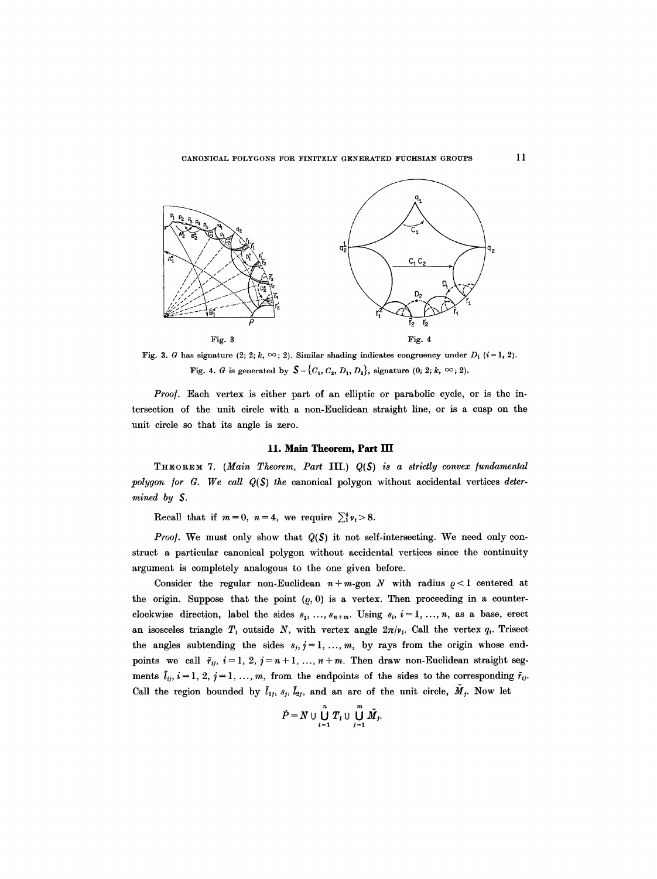Fig. 3

Fig. 4

Fig. 3. $G$ has signature $(2; 2; k, \infty; 2)$. Similar shading indicates congruency under $D_i$ $(i=1, 2)$.

Fig. 4. $G$ is generated by $S=\{C_1, C_2, D_1, D_2\}$, signature $(0; 2; k, \infty; 2)$.

*Proof.* Each vertex is either part of an elliptic or parabolic cycle, or is the intersection of the unit circle with a non-Euclidean straight line, or is a cusp on the unit circle so that its angle is zero.

## 11. Main Theorem, Part III

THEOREM 7. (*Main Theorem, Part* III.) *$Q(S)$ is a strictly convex fundamental polygon for $G$. We call $Q(S)$ the* canonical polygon without accidental vertices *determined by $S$.*

Recall that if $m=0$, $n=4$, we require $\sum_1^4 \nu_i > 8$.

*Proof.* We must only show that $Q(S)$ it not self-intersecting. We need only construct a particular canonical polygon without accidental vertices since the continuity argument is completely analogous to the one given before.

Consider the regular non-Euclidean $n+m$-gon $N$ with radius $\varrho < 1$ centered at the origin. Suppose that the point $(\varrho, 0)$ is a vertex. Then proceeding in a counterclockwise direction, label the sides $s_1, \ldots, s_{n+m}$. Using $s_i$, $i=1, \ldots, n$, as a base, erect an isosceles triangle $T_i$ outside $N$, with vertex angle $2\pi/\nu_i$. Call the vertex $q_i$. Trisect the angles subtending the sides $s_j$, $j=1, \ldots, m$, by rays from the origin whose endpoints we call $\tilde{r}_{ij}$, $i=1, 2$, $j=n+1, \ldots, n+m$. Then draw non-Euclidean straight segments $\tilde{l}_{ij}$, $i=1, 2$, $j=1, \ldots, m$, from the endpoints of the sides to the corresponding $\tilde{r}_{ij}$. Call the region bounded by $\tilde{l}_{1j}$, $s_j$, $\tilde{l}_{2j}$, and an arc of the unit circle, $\tilde{M}_j$. Now let

$$\tilde{P} = N \cup \bigcup_{i=1}^{n} T_i \cup \bigcup_{j=1}^{m} \tilde{M}_j.$$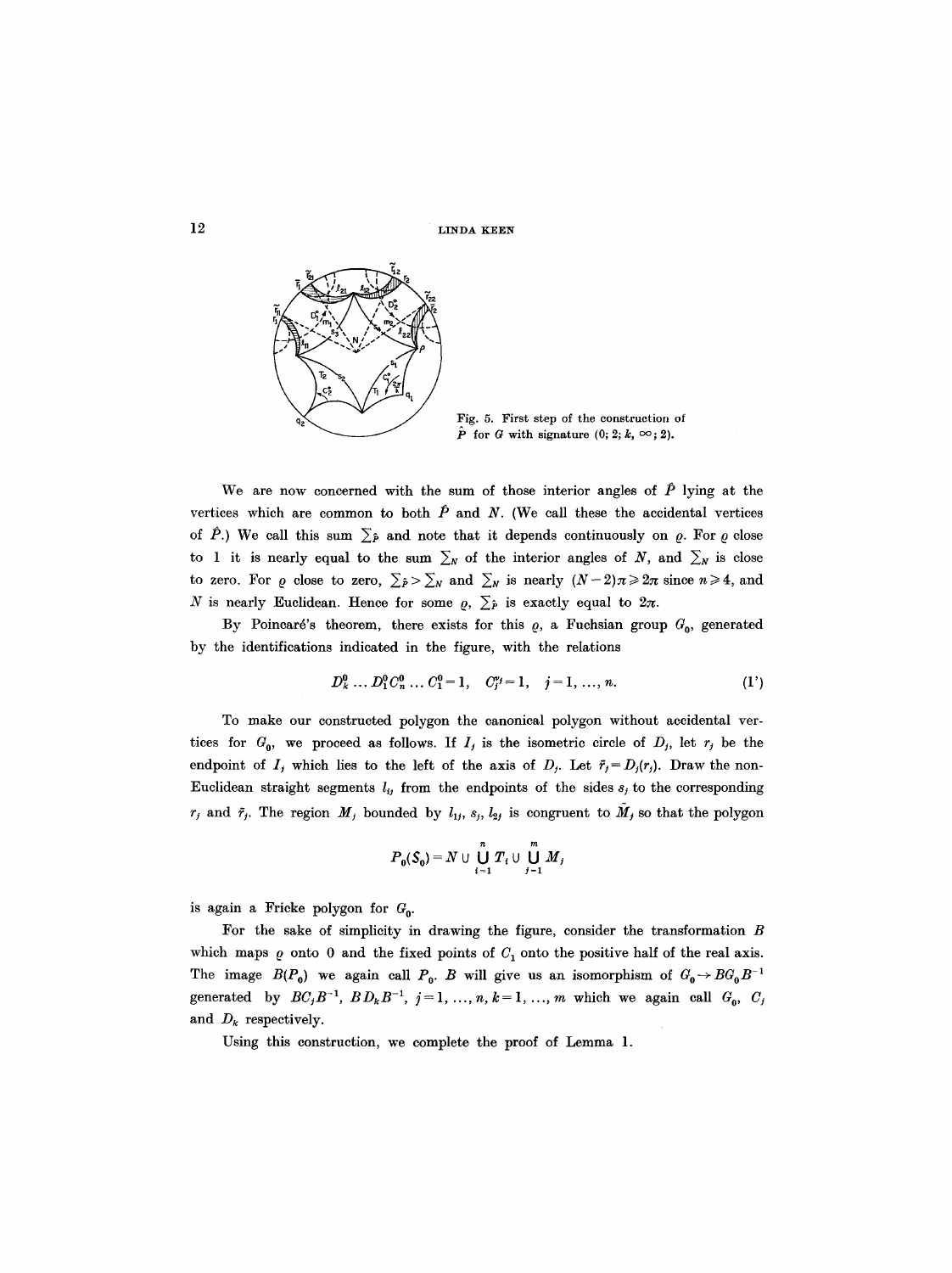Fig. 5. First step of the construction of $\hat{P}$ for $G$ with signature $(0; 2; k, \infty; 2)$.

We are now concerned with the sum of those interior angles of $\hat{P}$ lying at the vertices which are common to both $\hat{P}$ and $N$. (We call these the accidental vertices of $\hat{P}$.) We call this sum $\sum_{\hat{P}}$ and note that it depends continuously on $\varrho$. For $\varrho$ close to 1 it is nearly equal to the sum $\sum_N$ of the interior angles of $N$, and $\sum_N$ is close to zero. For $\varrho$ close to zero, $\sum_{\hat{P}} > \sum_N$ and $\sum_N$ is nearly $(N-2)\pi \geqslant 2\pi$ since $n \geqslant 4$, and $N$ is nearly Euclidean. Hence for some $\varrho$, $\sum_{\hat{P}}$ is exactly equal to $2\pi$.

By Poincaré's theorem, there exists for this $\varrho$, a Fuchsian group $G_0$, generated by the identifications indicated in the figure, with the relations

$$D_k^0 \ldots D_1^0 C_n^0 \ldots C_1^0 = 1, \quad C_j^{\nu_j} = 1, \quad j = 1, \ldots, n. \tag{1'}$$

To make our constructed polygon the canonical polygon without accidental vertices for $G_0$, we proceed as follows. If $I_j$ is the isometric circle of $D_j$, let $r_j$ be the endpoint of $I_j$ which lies to the left of the axis of $D_j$. Let $\tilde{r}_j = D_j(r_j)$. Draw the non-Euclidean straight segments $l_{ij}$ from the endpoints of the sides $s_j$ to the corresponding $r_j$ and $\tilde{r}_j$. The region $M_j$ bounded by $l_{1j}$, $s_j$, $l_{2j}$ is congruent to $\tilde{M}_j$ so that the polygon

$$P_0(S_0) = N \cup \bigcup_{i=1}^{n} T_i \cup \bigcup_{j=1}^{m} M_j$$

is again a Fricke polygon for $G_0$.

For the sake of simplicity in drawing the figure, consider the transformation $B$ which maps $\varrho$ onto 0 and the fixed points of $C_1$ onto the positive half of the real axis. The image $B(P_0)$ we again call $P_0$. $B$ will give us an isomorphism of $G_0 \to BG_0B^{-1}$ generated by $BC_jB^{-1}$, $BD_kB^{-1}$, $j = 1, \ldots, n$, $k = 1, \ldots, m$ which we again call $G_0$, $C_j$ and $D_k$ respectively.

Using this construction, we complete the proof of Lemma 1.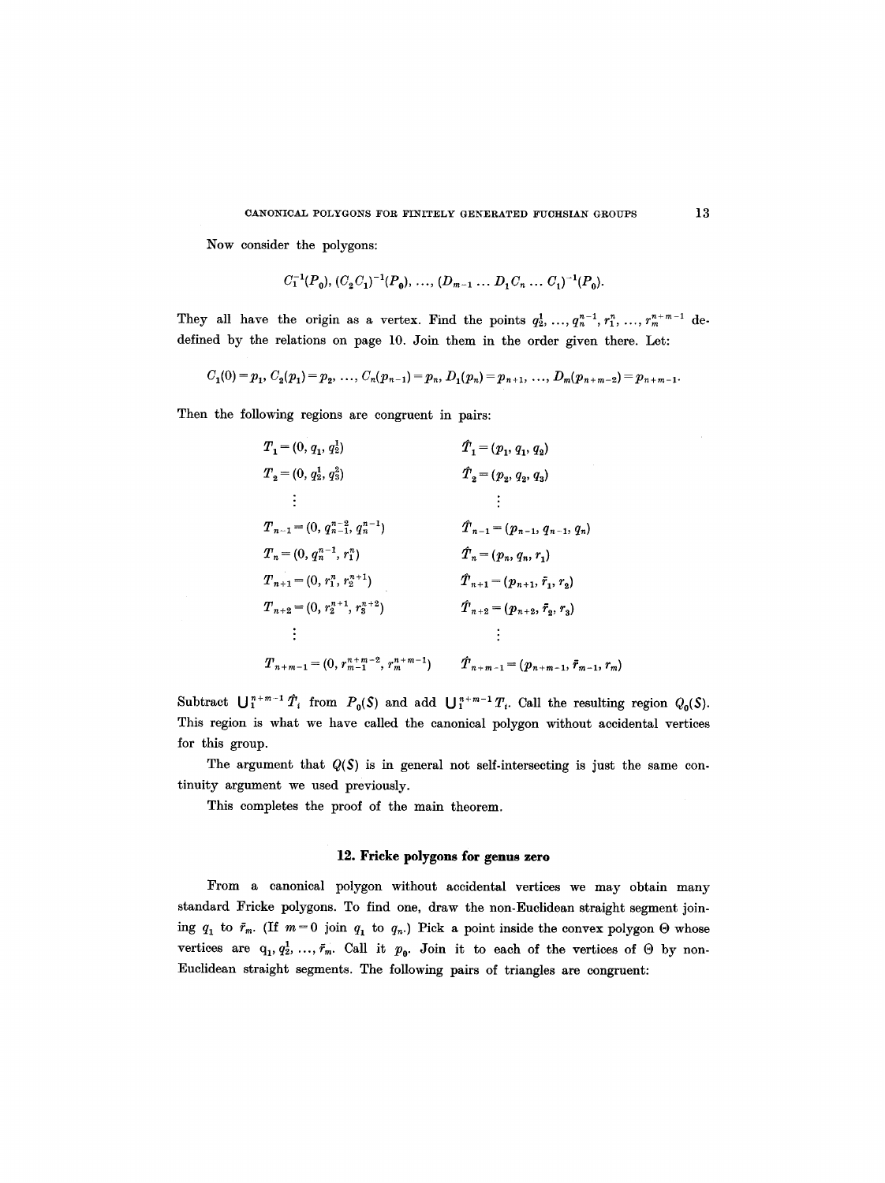Now consider the polygons:

$$C_1^{-1}(P_0),\ (C_2 C_1)^{-1}(P_0),\ \ldots,\ (D_{m-1} \ldots D_1 C_n \ldots C_1)^{-1}(P_0).$$

They all have the origin as a vertex. Find the points $q_2^1, \ldots, q_n^{n-1}, r_1^n, \ldots, r_m^{n+m-1}$ de-defined by the relations on page 10. Join them in the order given there. Let:

$$C_1(0) = p_1,\ C_2(p_1) = p_2,\ \ldots,\ C_n(p_{n-1}) = p_n,\ D_1(p_n) = p_{n+1},\ \ldots,\ D_m(p_{n+m-2}) = p_{n+m-1}.$$

Then the following regions are congruent in pairs:

$$
\begin{array}{ll}
T_1 = (0, q_1, q_2^1) & \hat{T}_1 = (p_1, q_1, q_2) \\
T_2 = (0, q_2^1, q_3^2) & \hat{T}_2 = (p_2, q_2, q_3) \\
\vdots & \vdots \\
T_{n-1} = (0, q_{n-1}^{n-2}, q_n^{n-1}) & \hat{T}_{n-1} = (p_{n-1}, q_{n-1}, q_n) \\
T_n = (0, q_n^{n-1}, r_1^n) & \hat{T}_n = (p_n, q_n, r_1) \\
T_{n+1} = (0, r_1^n, r_2^{n+1}) & \hat{T}_{n+1} = (p_{n+1}, \bar{r}_1, r_2) \\
T_{n+2} = (0, r_2^{n+1}, r_3^{n+2}) & \hat{T}_{n+2} = (p_{n+2}, \bar{r}_2, r_3) \\
\vdots & \vdots \\
T_{n+m-1} = (0, r_{m-1}^{n+m-2}, r_m^{n+m-1}) & \hat{T}_{n+m-1} = (p_{n+m-1}, \bar{r}_{m-1}, r_m)
\end{array}
$$

Subtract $\bigcup_1^{n+m-1} \hat{T}_i$ from $P_0(S)$ and add $\bigcup_1^{n+m-1} T_i$. Call the resulting region $Q_0(S)$. This region is what we have called the canonical polygon without accidental vertices for this group.

The argument that $Q(S)$ is in general not self-intersecting is just the same continuity argument we used previously.

This completes the proof of the main theorem.

## 12. Fricke polygons for genus zero

From a canonical polygon without accidental vertices we may obtain many standard Fricke polygons. To find one, draw the non-Euclidean straight segment joining $q_1$ to $\bar{r}_m$. (If $m = 0$ join $q_1$ to $q_n$.) Pick a point inside the convex polygon $\Theta$ whose vertices are $q_1, q_2^1, \ldots, \bar{r}_m$. Call it $p_0$. Join it to each of the vertices of $\Theta$ by non-Euclidean straight segments. The following pairs of triangles are congruent: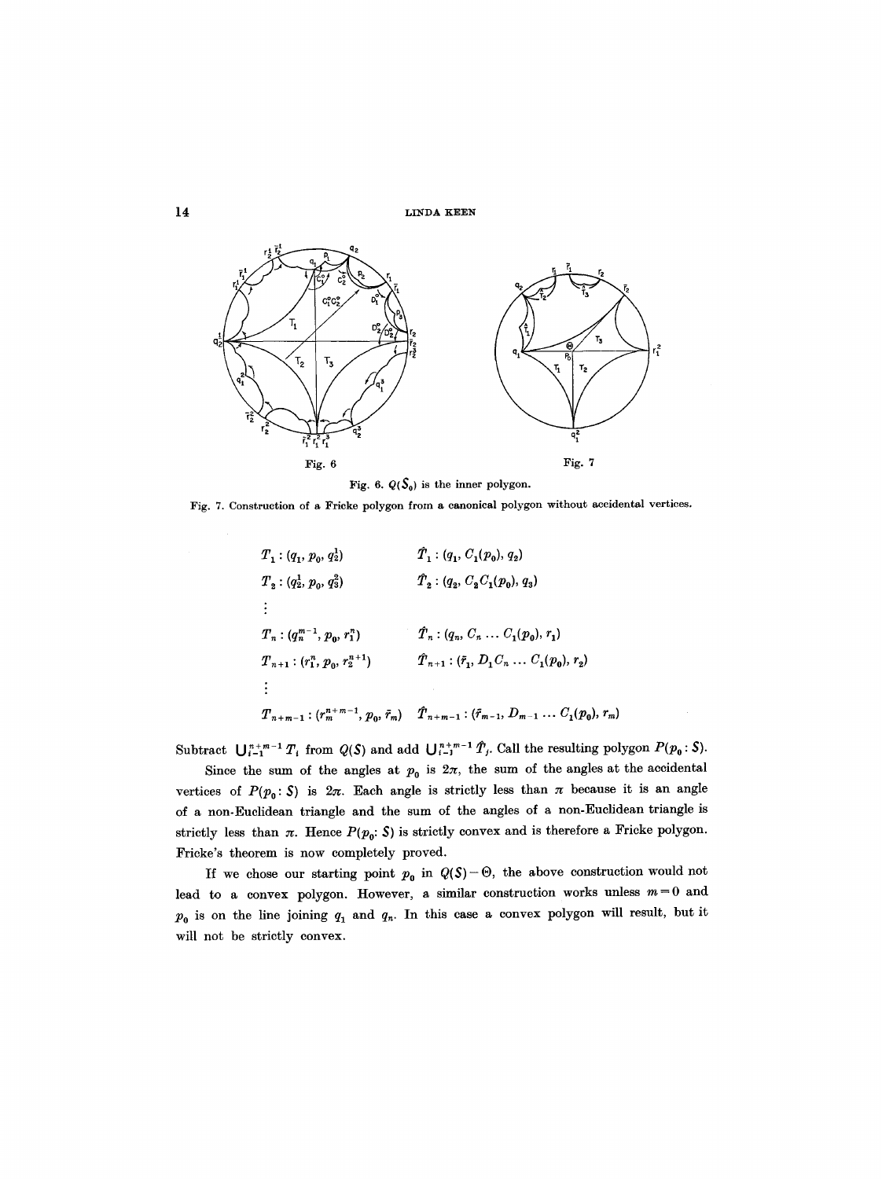Fig. 6

Fig. 7

Fig. 6. $Q(\hat{S}_0)$ is the inner polygon.

Fig. 7. Construction of a Fricke polygon from a canonical polygon without accidental vertices.

$$
\begin{array}{ll}
T_1 : (q_1, p_0, q_2^1) & \hat{T}_1 : (q_1, C_1(p_0), q_2) \\
T_2 : (q_2^1, p_0, q_3^2) & \hat{T}_2 : (q_2, C_2 C_1(p_0), q_3) \\
\vdots & \\
T_n : (q_n^{m-1}, p_0, r_1^n) & \hat{T}_n : (q_n, C_n \dots C_1(p_0), r_1) \\
T_{n+1} : (r_1^n, p_0, r_2^{n+1}) & \hat{T}_{n+1} : (\bar{r}_1, D_1 C_n \dots C_1(p_0), r_2) \\
\vdots & \\
T_{n+m-1} : (r_m^{n+m-1}, p_0, \bar{r}_m) & \hat{T}_{n+m-1} : (\bar{r}_{m-1}, D_{m-1} \dots C_1(p_0), r_m)
\end{array}
$$

Subtract $\bigcup_{i=1}^{n+m-1} T_i$ from $Q(S)$ and add $\bigcup_{i=1}^{n+m-1} \hat{T}_i$. Call the resulting polygon $P(p_0 : S)$.

Since the sum of the angles at $p_0$ is $2\pi$, the sum of the angles at the accidental vertices of $P(p_0 : S)$ is $2\pi$. Each angle is strictly less than $\pi$ because it is an angle of a non-Euclidean triangle and the sum of the angles of a non-Euclidean triangle is strictly less than $\pi$. Hence $P(p_0 : S)$ is strictly convex and is therefore a Fricke polygon. Fricke's theorem is now completely proved.

If we chose our starting point $p_0$ in $Q(S) - \Theta$, the above construction would not lead to a convex polygon. However, a similar construction works unless $m = 0$ and $p_0$ is on the line joining $q_1$ and $q_n$. In this case a convex polygon will result, but it will not be strictly convex.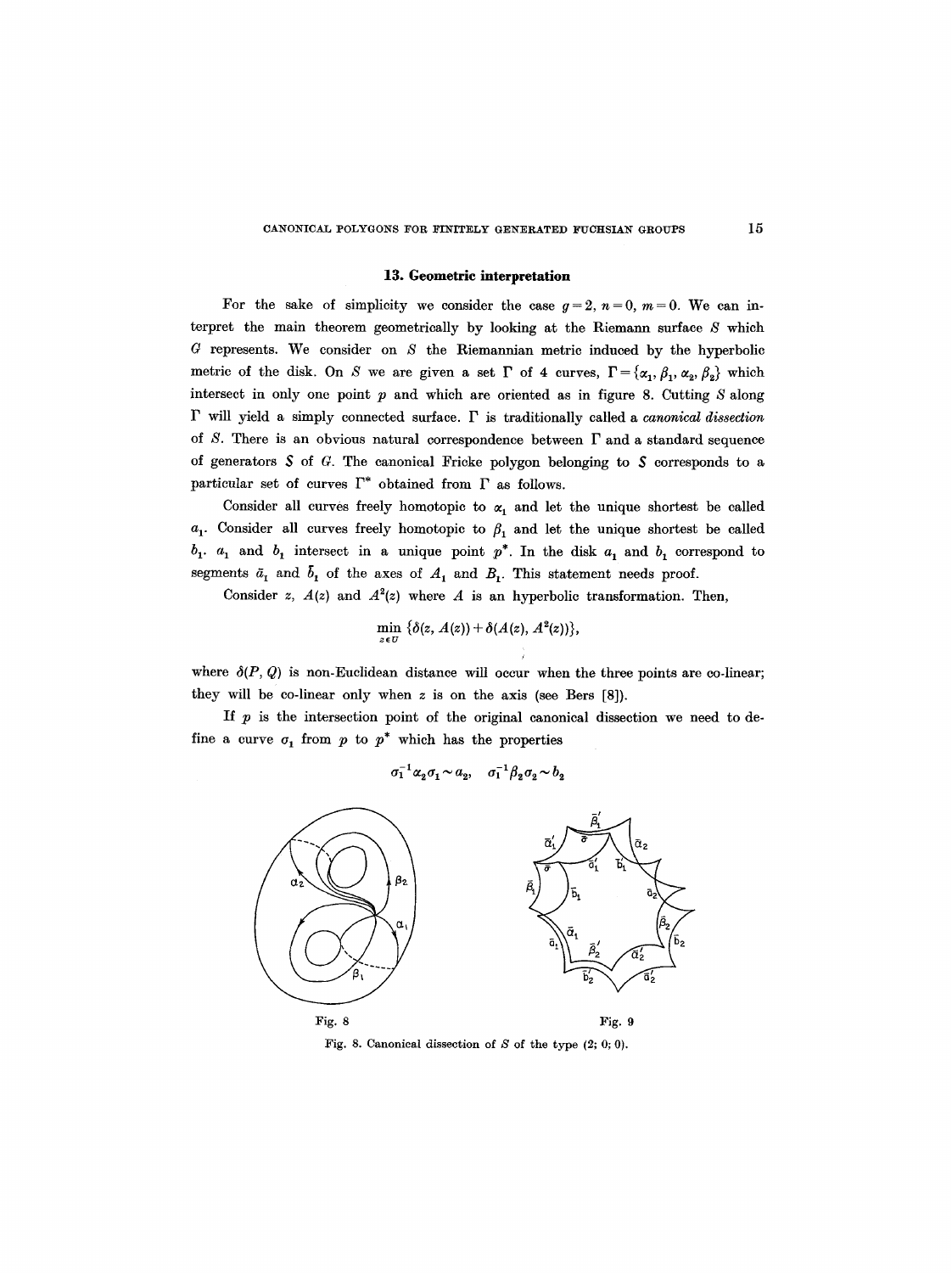## 13. Geometric interpretation

For the sake of simplicity we consider the case $g=2$, $n=0$, $m=0$. We can interpret the main theorem geometrically by looking at the Riemann surface $S$ which $G$ represents. We consider on $S$ the Riemannian metric induced by the hyperbolic metric of the disk. On $S$ we are given a set $\Gamma$ of 4 curves, $\Gamma=\{\alpha_1, \beta_1, \alpha_2, \beta_2\}$ which intersect in only one point $p$ and which are oriented as in figure 8. Cutting $S$ along $\Gamma$ will yield a simply connected surface. $\Gamma$ is traditionally called a *canonical dissection* of $S$. There is an obvious natural correspondence between $\Gamma$ and a standard sequence of generators $\mathcal{S}$ of $G$. The canonical Fricke polygon belonging to $\mathcal{S}$ corresponds to a particular set of curves $\Gamma^*$ obtained from $\Gamma$ as follows.

Consider all curves freely homotopic to $\alpha_1$ and let the unique shortest be called $a_1$. Consider all curves freely homotopic to $\beta_1$ and let the unique shortest be called $b_1$. $a_1$ and $b_1$ intersect in a unique point $p^*$. In the disk $a_1$ and $b_1$ correspond to segments $\bar{a}_1$ and $\bar{b}_1$ of the axes of $A_1$ and $B_1$. This statement needs proof.

Consider $z$, $A(z)$ and $A^2(z)$ where $A$ is an hyperbolic transformation. Then,

$$\min_{z \in U} \{\delta(z, A(z)) + \delta(A(z), A^2(z))\},$$

where $\delta(P, Q)$ is non-Euclidean distance will occur when the three points are co-linear; they will be co-linear only when $z$ is on the axis (see Bers [8]).

If $p$ is the intersection point of the original canonical dissection we need to define a curve $\sigma_1$ from $p$ to $p^*$ which has the properties

$$\sigma_1^{-1}\alpha_2\sigma_1 \sim a_2, \quad \sigma_1^{-1}\beta_2\sigma_2 \sim b_2$$

Fig. 8 Fig. 9

Fig. 8. Canonical dissection of $S$ of the type (2; 0; 0).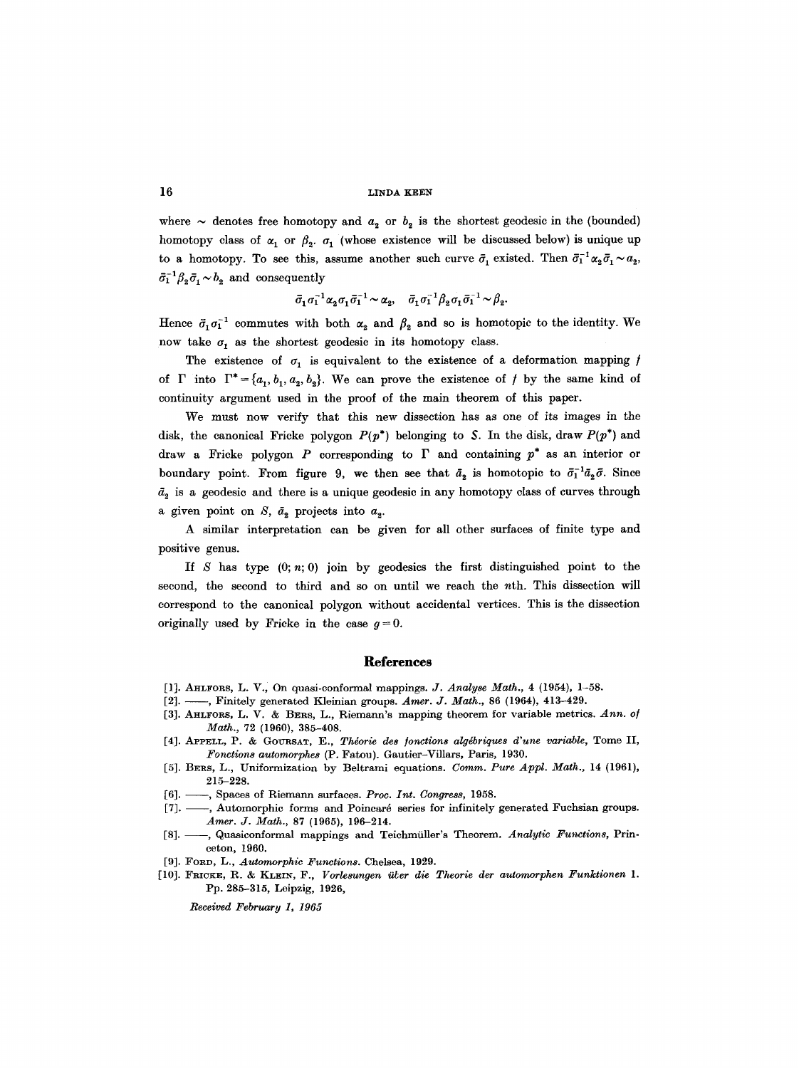where $\sim$ denotes free homotopy and $a_2$ or $b_2$ is the shortest geodesic in the (bounded) homotopy class of $\alpha_1$ or $\beta_2$. $\sigma_1$ (whose existence will be discussed below) is unique up to a homotopy. To see this, assume another such curve $\bar{\sigma}_1$ existed. Then $\bar{\sigma}_1^{-1}\alpha_2\bar{\sigma}_1 \sim a_2$, $\bar{\sigma}_1^{-1}\beta_2\bar{\sigma}_1 \sim b_2$ and consequently

$$\bar{\sigma}_1\sigma_1^{-1}\alpha_2\sigma_1\bar{\sigma}_1^{-1} \sim \alpha_2, \quad \bar{\sigma}_1\sigma_1^{-1}\beta_2\sigma_1\bar{\sigma}_1^{-1} \sim \beta_2.$$

Hence $\bar{\sigma}_1\sigma_1^{-1}$ commutes with both $\alpha_2$ and $\beta_2$ and so is homotopic to the identity. We now take $\sigma_1$ as the shortest geodesic in its homotopy class.

The existence of $\sigma_1$ is equivalent to the existence of a deformation mapping $f$ of $\Gamma$ into $\Gamma^* = \{a_1, b_1, a_2, b_2\}$. We can prove the existence of $f$ by the same kind of continuity argument used in the proof of the main theorem of this paper.

We must now verify that this new dissection has as one of its images in the disk, the canonical Fricke polygon $P(p^*)$ belonging to $S$. In the disk, draw $P(p^*)$ and draw a Fricke polygon $P$ corresponding to $\Gamma$ and containing $p^*$ as an interior or boundary point. From figure 9, we then see that $\tilde{a}_2$ is homotopic to $\bar{\sigma}_1^{-1}\tilde{a}_2\bar{\sigma}$. Since $\tilde{a}_2$ is a geodesic and there is a unique geodesic in any homotopy class of curves through a given point on $S$, $\tilde{a}_2$ projects into $a_2$.

A similar interpretation can be given for all other surfaces of finite type and positive genus.

If $S$ has type $(0; n; 0)$ join by geodesics the first distinguished point to the second, the second to third and so on until we reach the $n$th. This dissection will correspond to the canonical polygon without accidental vertices. This is the dissection originally used by Fricke in the case $g = 0$.

## References

[1]. Ahlfors, L. V., On quasi-conformal mappings. *J. Analyse Math.*, 4 (1954), 1–58.

[2]. ——, Finitely generated Kleinian groups. *Amer. J. Math.*, 86 (1964), 413–429.

[3]. Ahlfors, L. V. & Bers, L., Riemann's mapping theorem for variable metrics. *Ann. of Math.*, 72 (1960), 385–408.

[4]. Appell, P. & Goursat, E., *Théorie des fonctions algébriques d'une variable*, Tome II, *Fonctions automorphes* (P. Fatou). Gautier-Villars, Paris, 1930.

[5]. Bers, L., Uniformization by Beltrami equations. *Comm. Pure Appl. Math.*, 14 (1961), 215–228.

[6]. ——, Spaces of Riemann surfaces. *Proc. Int. Congress*, 1958.

[7]. ——, Automorphic forms and Poincaré series for infinitely generated Fuchsian groups. *Amer. J. Math.*, 87 (1965), 196–214.

[8]. ——, Quasiconformal mappings and Teichmüller's Theorem. *Analytic Functions*, Princeton, 1960.

[9]. Ford, L., *Automorphic Functions*. Chelsea, 1929.

[10]. Fricke, R. & Klein, F., *Vorlesungen über die Theorie der automorphen Funktionen* 1. Pp. 285–315, Leipzig, 1926,

*Received February 1, 1965*